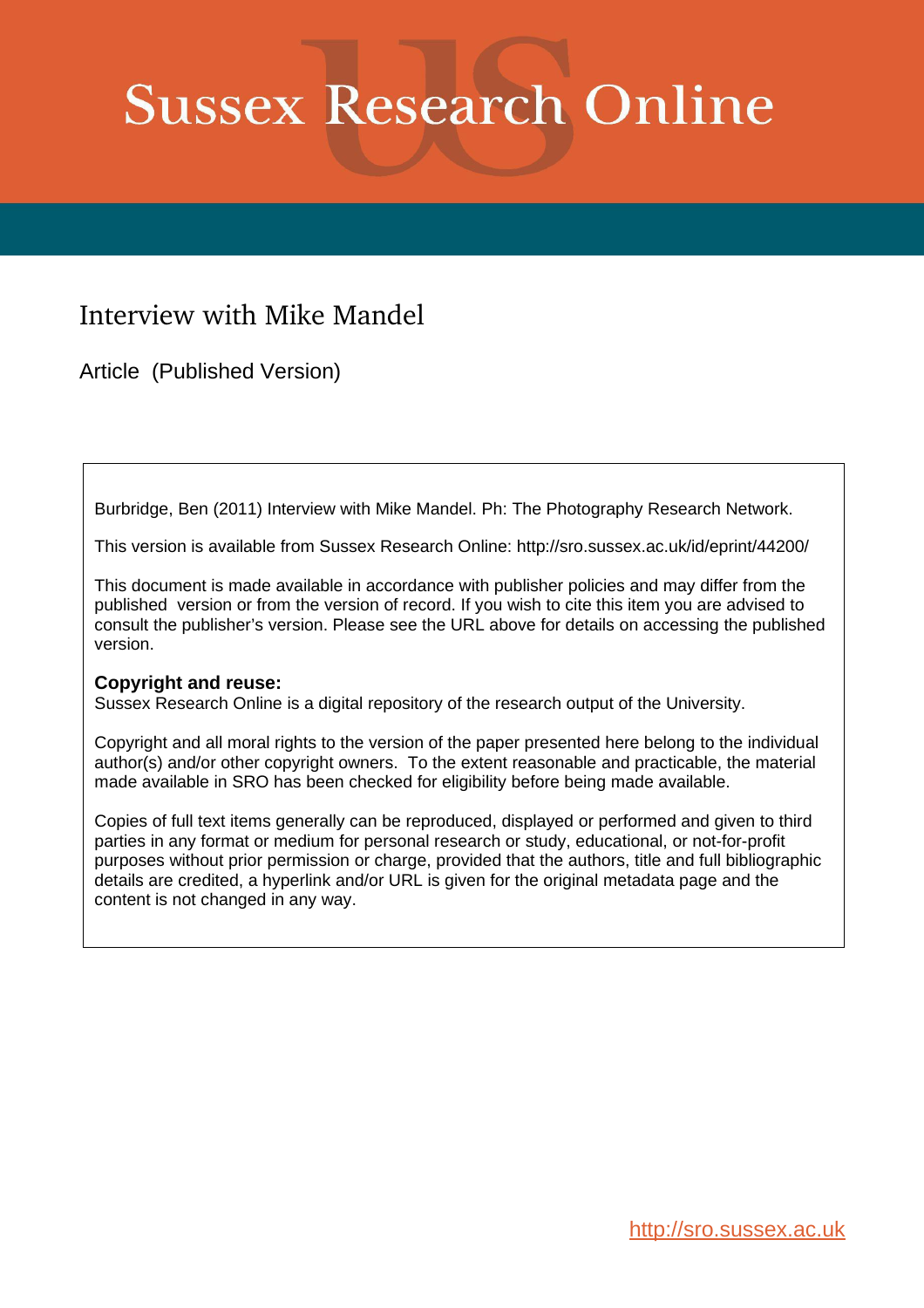# Sussex Research Online

## Interview with Mike Mandel

Article (Published Version)

Burbridge, Ben (2011) Interview with Mike Mandel. Ph: The Photography Research Network.

This version is available from Sussex Research Online: http://sro.sussex.ac.uk/id/eprint/44200/

This document is made available in accordance with publisher policies and may differ from the published version or from the version of record. If you wish to cite this item you are advised to consult the publisher's version. Please see the URL above for details on accessing the published version.

**Copyright and reuse:**
Sussex Research Online is a digital repository of the research output of the University.

Copyright and all moral rights to the version of the paper presented here belong to the individual author(s) and/or other copyright owners. To the extent reasonable and practicable, the material made available in SRO has been checked for eligibility before being made available.

Copies of full text items generally can be reproduced, displayed or performed and given to third parties in any format or medium for personal research or study, educational, or not-for-profit purposes without prior permission or charge, provided that the authors, title and full bibliographic details are credited, a hyperlink and/or URL is given for the original metadata page and the content is not changed in any way.

http://sro.sussex.ac.uk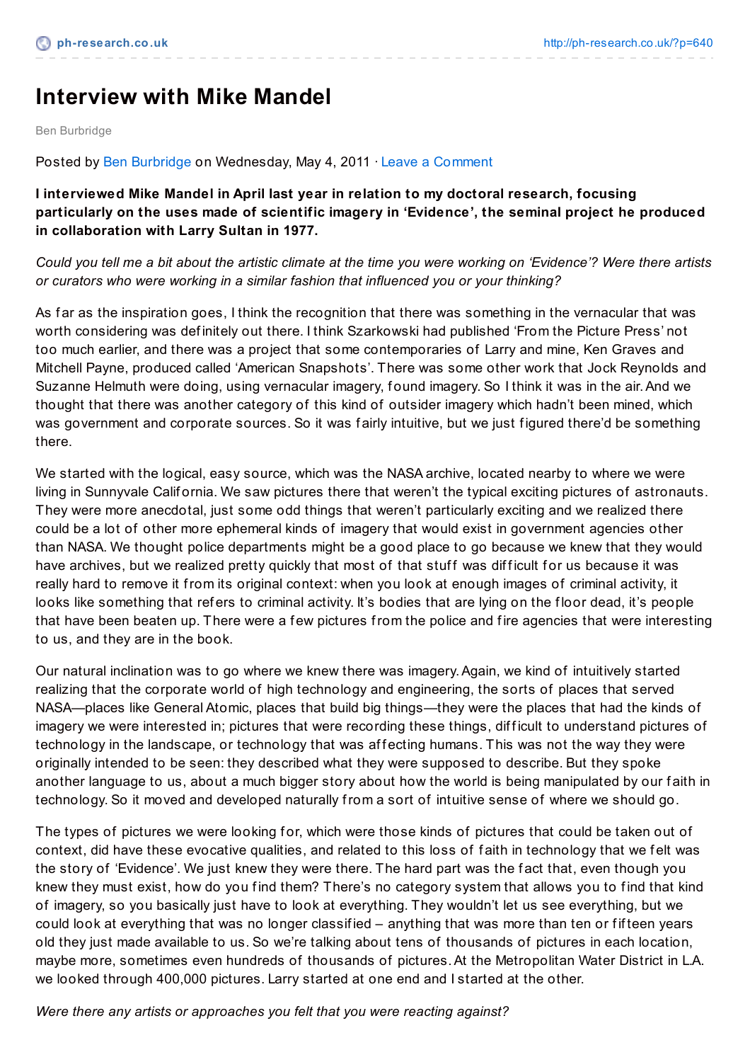# Interview with Mike Mandel

Ben Burbridge

Posted by Ben Burbridge on Wednesday, May 4, 2011 · Leave a Comment

**I interviewed Mike Mandel in April last year in relation to my doctoral research, focusing particularly on the uses made of scientific imagery in 'Evidence', the seminal project he produced in collaboration with Larry Sultan in 1977.**

*Could you tell me a bit about the artistic climate at the time you were working on 'Evidence'? Were there artists or curators who were working in a similar fashion that influenced you or your thinking?*

As far as the inspiration goes, I think the recognition that there was something in the vernacular that was worth considering was definitely out there. I think Szarkowski had published 'From the Picture Press' not too much earlier, and there was a project that some contemporaries of Larry and mine, Ken Graves and Mitchell Payne, produced called 'American Snapshots'. There was some other work that Jock Reynolds and Suzanne Helmuth were doing, using vernacular imagery, found imagery. So I think it was in the air. And we thought that there was another category of this kind of outsider imagery which hadn't been mined, which was government and corporate sources. So it was fairly intuitive, but we just figured there'd be something there.

We started with the logical, easy source, which was the NASA archive, located nearby to where we were living in Sunnyvale California. We saw pictures there that weren't the typical exciting pictures of astronauts. They were more anecdotal, just some odd things that weren't particularly exciting and we realized there could be a lot of other more ephemeral kinds of imagery that would exist in government agencies other than NASA. We thought police departments might be a good place to go because we knew that they would have archives, but we realized pretty quickly that most of that stuff was difficult for us because it was really hard to remove it from its original context: when you look at enough images of criminal activity, it looks like something that refers to criminal activity. It's bodies that are lying on the floor dead, it's people that have been beaten up. There were a few pictures from the police and fire agencies that were interesting to us, and they are in the book.

Our natural inclination was to go where we knew there was imagery. Again, we kind of intuitively started realizing that the corporate world of high technology and engineering, the sorts of places that served NASA—places like General Atomic, places that build big things—they were the places that had the kinds of imagery we were interested in; pictures that were recording these things, difficult to understand pictures of technology in the landscape, or technology that was affecting humans. This was not the way they were originally intended to be seen: they described what they were supposed to describe. But they spoke another language to us, about a much bigger story about how the world is being manipulated by our faith in technology. So it moved and developed naturally from a sort of intuitive sense of where we should go.

The types of pictures we were looking for, which were those kinds of pictures that could be taken out of context, did have these evocative qualities, and related to this loss of faith in technology that we felt was the story of 'Evidence'. We just knew they were there. The hard part was the fact that, even though you knew they must exist, how do you find them? There's no category system that allows you to find that kind of imagery, so you basically just have to look at everything. They wouldn't let us see everything, but we could look at everything that was no longer classified – anything that was more than ten or fifteen years old they just made available to us. So we're talking about tens of thousands of pictures in each location, maybe more, sometimes even hundreds of thousands of pictures. At the Metropolitan Water District in L.A. we looked through 400,000 pictures. Larry started at one end and I started at the other.

*Were there any artists or approaches you felt that you were reacting against?*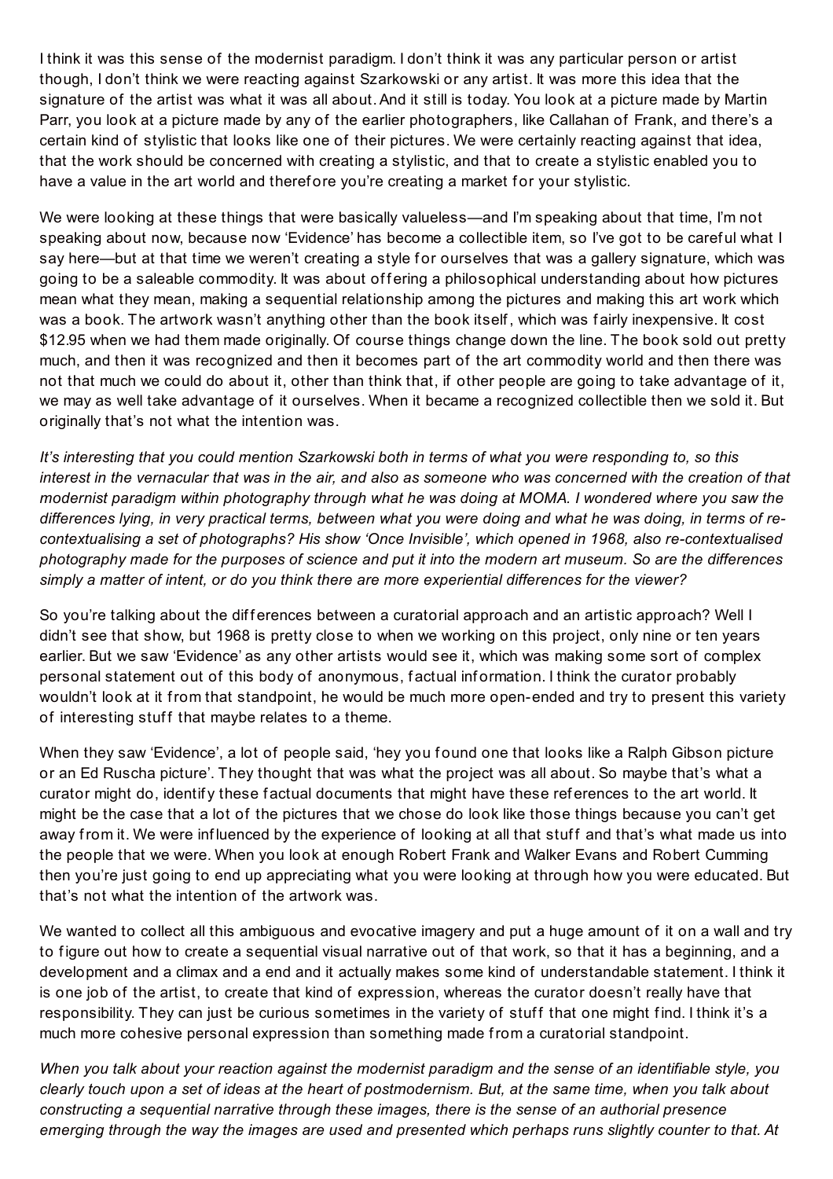I think it was this sense of the modernist paradigm. I don't think it was any particular person or artist though, I don't think we were reacting against Szarkowski or any artist. It was more this idea that the signature of the artist was what it was all about. And it still is today. You look at a picture made by Martin Parr, you look at a picture made by any of the earlier photographers, like Callahan of Frank, and there's a certain kind of stylistic that looks like one of their pictures. We were certainly reacting against that idea, that the work should be concerned with creating a stylistic, and that to create a stylistic enabled you to have a value in the art world and therefore you're creating a market for your stylistic.

We were looking at these things that were basically valueless—and I'm speaking about that time, I'm not speaking about now, because now 'Evidence' has become a collectible item, so I've got to be careful what I say here—but at that time we weren't creating a style for ourselves that was a gallery signature, which was going to be a saleable commodity. It was about offering a philosophical understanding about how pictures mean what they mean, making a sequential relationship among the pictures and making this art work which was a book. The artwork wasn't anything other than the book itself, which was fairly inexpensive. It cost $12.95 when we had them made originally. Of course things change down the line. The book sold out pretty much, and then it was recognized and then it becomes part of the art commodity world and then there was not that much we could do about it, other than think that, if other people are going to take advantage of it, we may as well take advantage of it ourselves. When it became a recognized collectible then we sold it. But originally that's not what the intention was.

*It's interesting that you could mention Szarkowski both in terms of what you were responding to, so this interest in the vernacular that was in the air, and also as someone who was concerned with the creation of that modernist paradigm within photography through what he was doing at MOMA. I wondered where you saw the differences lying, in very practical terms, between what you were doing and what he was doing, in terms of re-contextualising a set of photographs? His show 'Once Invisible', which opened in 1968, also re-contextualised photography made for the purposes of science and put it into the modern art museum. So are the differences simply a matter of intent, or do you think there are more experiential differences for the viewer?*

So you're talking about the differences between a curatorial approach and an artistic approach? Well I didn't see that show, but 1968 is pretty close to when we working on this project, only nine or ten years earlier. But we saw 'Evidence' as any other artists would see it, which was making some sort of complex personal statement out of this body of anonymous, factual information. I think the curator probably wouldn't look at it from that standpoint, he would be much more open-ended and try to present this variety of interesting stuff that maybe relates to a theme.

When they saw 'Evidence', a lot of people said, 'hey you found one that looks like a Ralph Gibson picture or an Ed Ruscha picture'. They thought that was what the project was all about. So maybe that's what a curator might do, identify these factual documents that might have these references to the art world. It might be the case that a lot of the pictures that we chose do look like those things because you can't get away from it. We were influenced by the experience of looking at all that stuff and that's what made us into the people that we were. When you look at enough Robert Frank and Walker Evans and Robert Cumming then you're just going to end up appreciating what you were looking at through how you were educated. But that's not what the intention of the artwork was.

We wanted to collect all this ambiguous and evocative imagery and put a huge amount of it on a wall and try to figure out how to create a sequential visual narrative out of that work, so that it has a beginning, and a development and a climax and a end and it actually makes some kind of understandable statement. I think it is one job of the artist, to create that kind of expression, whereas the curator doesn't really have that responsibility. They can just be curious sometimes in the variety of stuff that one might find. I think it's a much more cohesive personal expression than something made from a curatorial standpoint.

*When you talk about your reaction against the modernist paradigm and the sense of an identifiable style, you clearly touch upon a set of ideas at the heart of postmodernism. But, at the same time, when you talk about constructing a sequential narrative through these images, there is the sense of an authorial presence emerging through the way the images are used and presented which perhaps runs slightly counter to that. At*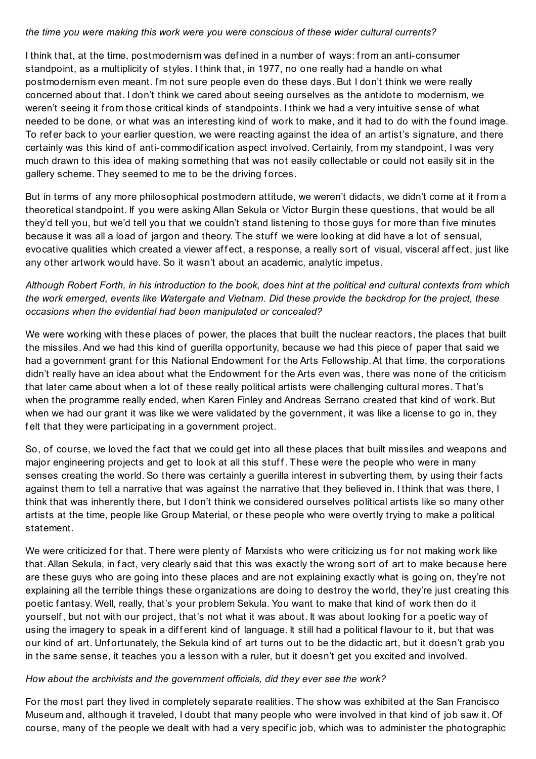*the time you were making this work were you were conscious of these wider cultural currents?*

I think that, at the time, postmodernism was defined in a number of ways: from an anti-consumer standpoint, as a multiplicity of styles. I think that, in 1977, no one really had a handle on what postmodernism even meant. I'm not sure people even do these days. But I don't think we were really concerned about that. I don't think we cared about seeing ourselves as the antidote to modernism, we weren't seeing it from those critical kinds of standpoints. I think we had a very intuitive sense of what needed to be done, or what was an interesting kind of work to make, and it had to do with the found image. To refer back to your earlier question, we were reacting against the idea of an artist's signature, and there certainly was this kind of anti-commodification aspect involved. Certainly, from my standpoint, I was very much drawn to this idea of making something that was not easily collectable or could not easily sit in the gallery scheme. They seemed to me to be the driving forces.

But in terms of any more philosophical postmodern attitude, we weren't didacts, we didn't come at it from a theoretical standpoint. If you were asking Allan Sekula or Victor Burgin these questions, that would be all they'd tell you, but we'd tell you that we couldn't stand listening to those guys for more than five minutes because it was all a load of jargon and theory. The stuff we were looking at did have a lot of sensual, evocative qualities which created a viewer affect, a response, a really sort of visual, visceral affect, just like any other artwork would have. So it wasn't about an academic, analytic impetus.

*Although Robert Forth, in his introduction to the book, does hint at the political and cultural contexts from which the work emerged, events like Watergate and Vietnam. Did these provide the backdrop for the project, these occasions when the evidential had been manipulated or concealed?*

We were working with these places of power, the places that built the nuclear reactors, the places that built the missiles. And we had this kind of guerilla opportunity, because we had this piece of paper that said we had a government grant for this National Endowment for the Arts Fellowship. At that time, the corporations didn't really have an idea about what the Endowment for the Arts even was, there was none of the criticism that later came about when a lot of these really political artists were challenging cultural mores. That's when the programme really ended, when Karen Finley and Andreas Serrano created that kind of work. But when we had our grant it was like we were validated by the government, it was like a license to go in, they felt that they were participating in a government project.

So, of course, we loved the fact that we could get into all these places that built missiles and weapons and major engineering projects and get to look at all this stuff. These were the people who were in many senses creating the world. So there was certainly a guerilla interest in subverting them, by using their facts against them to tell a narrative that was against the narrative that they believed in. I think that was there, I think that was inherently there, but I don't think we considered ourselves political artists like so many other artists at the time, people like Group Material, or these people who were overtly trying to make a political statement.

We were criticized for that. There were plenty of Marxists who were criticizing us for not making work like that. Allan Sekula, in fact, very clearly said that this was exactly the wrong sort of art to make because here are these guys who are going into these places and are not explaining exactly what is going on, they're not explaining all the terrible things these organizations are doing to destroy the world, they're just creating this poetic fantasy. Well, really, that's your problem Sekula. You want to make that kind of work then do it yourself, but not with our project, that's not what it was about. It was about looking for a poetic way of using the imagery to speak in a different kind of language. It still had a political flavour to it, but that was our kind of art. Unfortunately, the Sekula kind of art turns out to be the didactic art, but it doesn't grab you in the same sense, it teaches you a lesson with a ruler, but it doesn't get you excited and involved.

*How about the archivists and the government officials, did they ever see the work?*

For the most part they lived in completely separate realities. The show was exhibited at the San Francisco Museum and, although it traveled, I doubt that many people who were involved in that kind of job saw it. Of course, many of the people we dealt with had a very specific job, which was to administer the photographic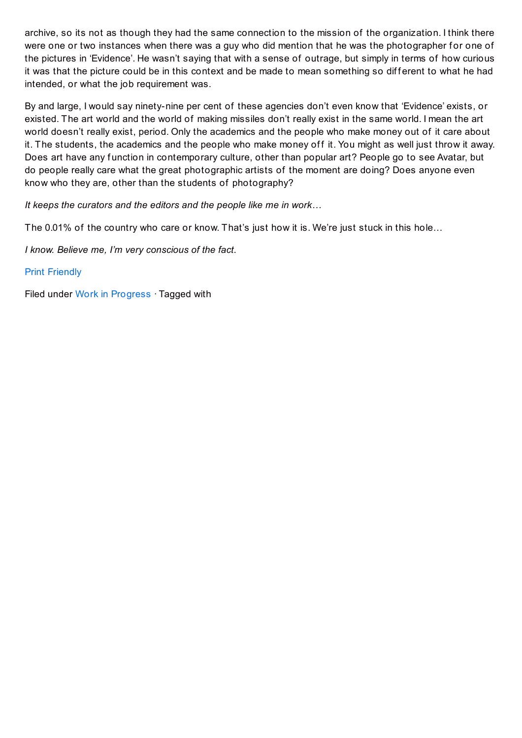archive, so its not as though they had the same connection to the mission of the organization. I think there were one or two instances when there was a guy who did mention that he was the photographer for one of the pictures in 'Evidence'. He wasn't saying that with a sense of outrage, but simply in terms of how curious it was that the picture could be in this context and be made to mean something so different to what he had intended, or what the job requirement was.

By and large, I would say ninety-nine per cent of these agencies don't even know that 'Evidence' exists, or existed. The art world and the world of making missiles don't really exist in the same world. I mean the art world doesn't really exist, period. Only the academics and the people who make money out of it care about it. The students, the academics and the people who make money off it. You might as well just throw it away. Does art have any function in contemporary culture, other than popular art? People go to see Avatar, but do people really care what the great photographic artists of the moment are doing? Does anyone even know who they are, other than the students of photography?

*It keeps the curators and the editors and the people like me in work…*

The 0.01% of the country who care or know. That's just how it is. We're just stuck in this hole…

*I know. Believe me, I'm very conscious of the fact.*

Print Friendly

Filed under Work in Progress · Tagged with